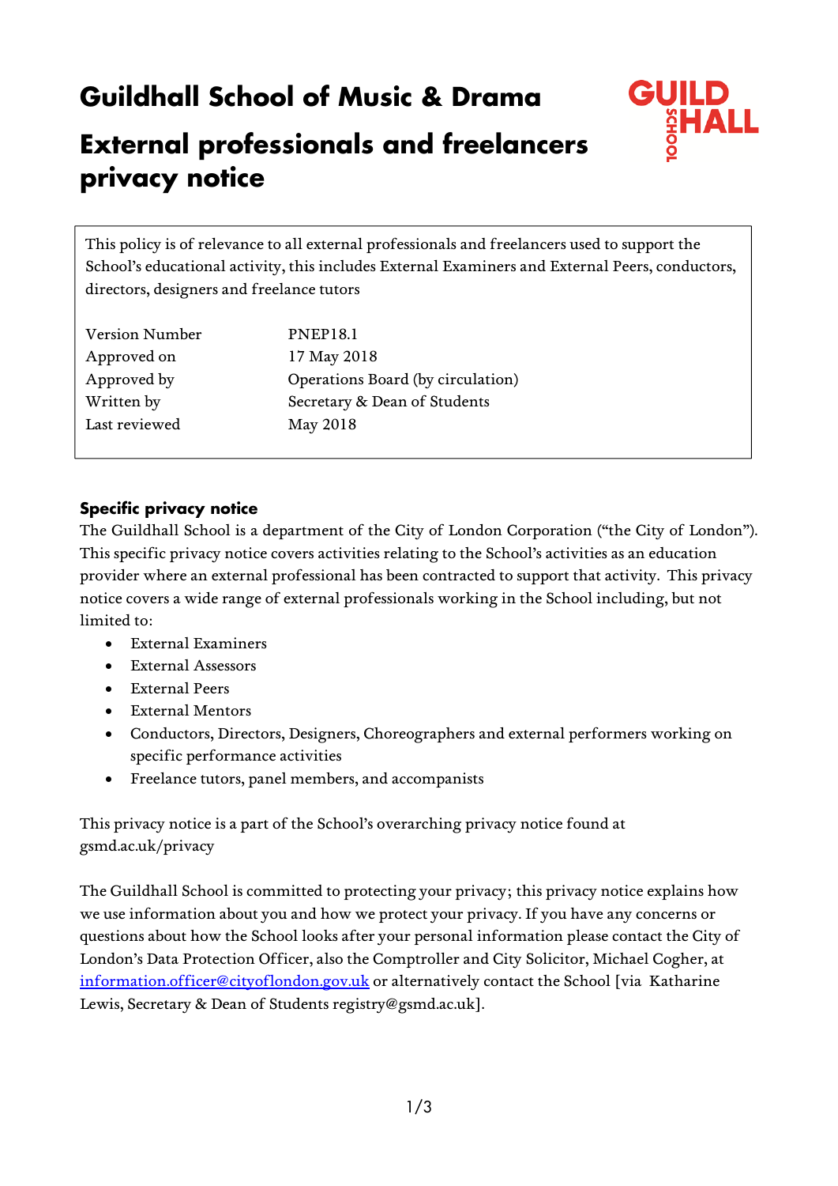# Guildhall School of Music & Drama

# External professionals and freelancers privacy notice

This policy is of relevance to all external professionals and freelancers used to support the School's educational activity, this includes External Examiners and External Peers, conductors, directors, designers and freelance tutors

| | |
|---|---|
| Version Number | PNEP18.1 |
| Approved on | 17 May 2018 |
| Approved by | Operations Board (by circulation) |
| Written by | Secretary & Dean of Students |
| Last reviewed | May 2018 |

## Specific privacy notice

The Guildhall School is a department of the City of London Corporation ("the City of London"). This specific privacy notice covers activities relating to the School's activities as an education provider where an external professional has been contracted to support that activity. This privacy notice covers a wide range of external professionals working in the School including, but not limited to:

- External Examiners
- External Assessors
- External Peers
- External Mentors
- Conductors, Directors, Designers, Choreographers and external performers working on specific performance activities
- Freelance tutors, panel members, and accompanists

This privacy notice is a part of the School's overarching privacy notice found at gsmd.ac.uk/privacy

The Guildhall School is committed to protecting your privacy; this privacy notice explains how we use information about you and how we protect your privacy. If you have any concerns or questions about how the School looks after your personal information please contact the City of London's Data Protection Officer, also the Comptroller and City Solicitor, Michael Cogher, at information.officer@cityoflondon.gov.uk or alternatively contact the School [via Katharine Lewis, Secretary & Dean of Students registry@gsmd.ac.uk].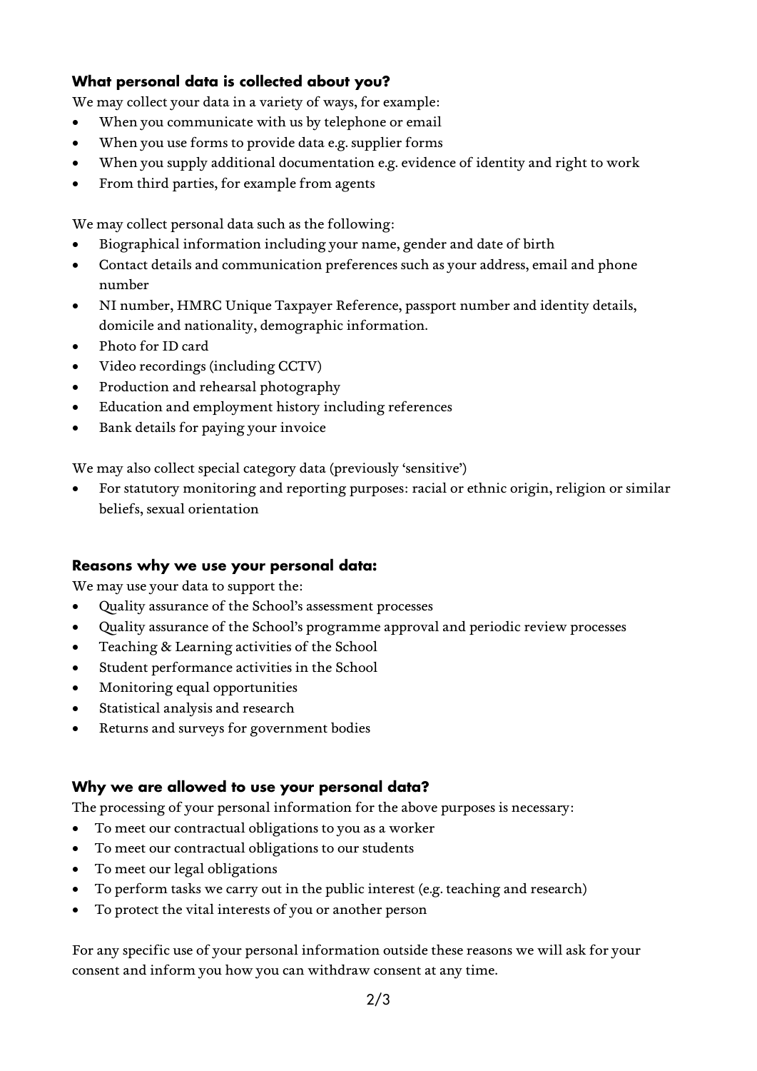### What personal data is collected about you?

We may collect your data in a variety of ways, for example:

- When you communicate with us by telephone or email
- When you use forms to provide data e.g. supplier forms
- When you supply additional documentation e.g. evidence of identity and right to work
- From third parties, for example from agents

We may collect personal data such as the following:

- Biographical information including your name, gender and date of birth
- Contact details and communication preferences such as your address, email and phone number
- NI number, HMRC Unique Taxpayer Reference, passport number and identity details, domicile and nationality, demographic information.
- Photo for ID card
- Video recordings (including CCTV)
- Production and rehearsal photography
- Education and employment history including references
- Bank details for paying your invoice

We may also collect special category data (previously 'sensitive')

- For statutory monitoring and reporting purposes: racial or ethnic origin, religion or similar beliefs, sexual orientation

### Reasons why we use your personal data:

We may use your data to support the:

- Quality assurance of the School's assessment processes
- Quality assurance of the School's programme approval and periodic review processes
- Teaching & Learning activities of the School
- Student performance activities in the School
- Monitoring equal opportunities
- Statistical analysis and research
- Returns and surveys for government bodies

### Why we are allowed to use your personal data?

The processing of your personal information for the above purposes is necessary:

- To meet our contractual obligations to you as a worker
- To meet our contractual obligations to our students
- To meet our legal obligations
- To perform tasks we carry out in the public interest (e.g. teaching and research)
- To protect the vital interests of you or another person

For any specific use of your personal information outside these reasons we will ask for your consent and inform you how you can withdraw consent at any time.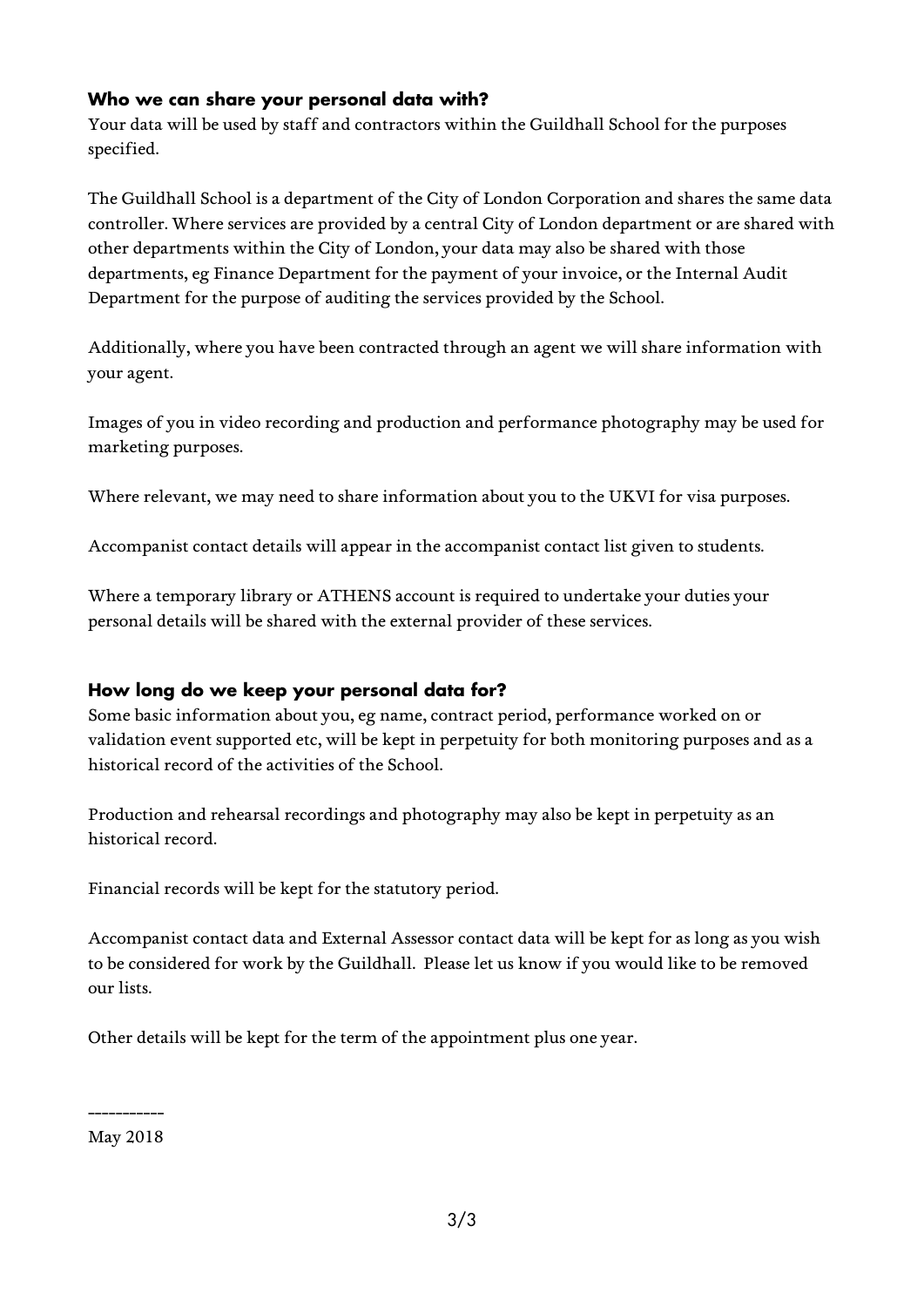**Who we can share your personal data with?**

Your data will be used by staff and contractors within the Guildhall School for the purposes specified.

The Guildhall School is a department of the City of London Corporation and shares the same data controller. Where services are provided by a central City of London department or are shared with other departments within the City of London, your data may also be shared with those departments, eg Finance Department for the payment of your invoice, or the Internal Audit Department for the purpose of auditing the services provided by the School.

Additionally, where you have been contracted through an agent we will share information with your agent.

Images of you in video recording and production and performance photography may be used for marketing purposes.

Where relevant, we may need to share information about you to the UKVI for visa purposes.

Accompanist contact details will appear in the accompanist contact list given to students.

Where a temporary library or ATHENS account is required to undertake your duties your personal details will be shared with the external provider of these services.

**How long do we keep your personal data for?**

Some basic information about you, eg name, contract period, performance worked on or validation event supported etc, will be kept in perpetuity for both monitoring purposes and as a historical record of the activities of the School.

Production and rehearsal recordings and photography may also be kept in perpetuity as an historical record.

Financial records will be kept for the statutory period.

Accompanist contact data and External Assessor contact data will be kept for as long as you wish to be considered for work by the Guildhall. Please let us know if you would like to be removed our lists.

Other details will be kept for the term of the appointment plus one year.

-----------

May 2018